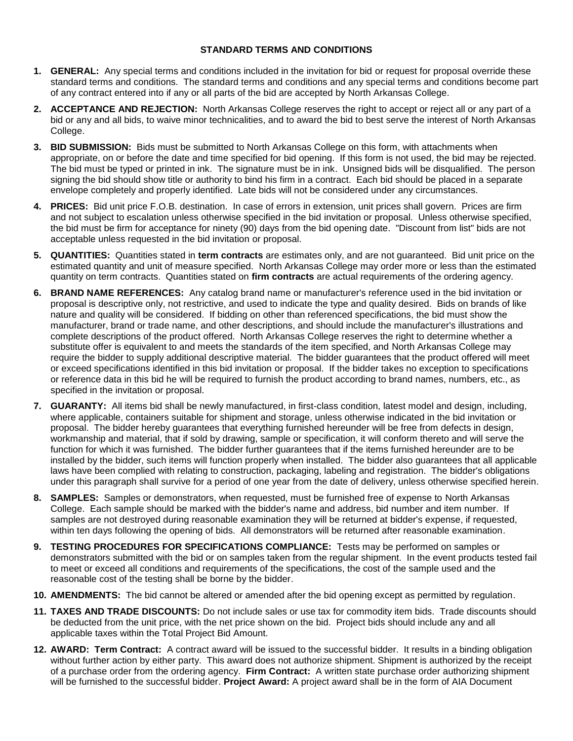# STANDARD TERMS AND CONDITIONS

1. **GENERAL:** Any special terms and conditions included in the invitation for bid or request for proposal override these standard terms and conditions. The standard terms and conditions and any special terms and conditions become part of any contract entered into if any or all parts of the bid are accepted by North Arkansas College.

2. **ACCEPTANCE AND REJECTION:** North Arkansas College reserves the right to accept or reject all or any part of a bid or any and all bids, to waive minor technicalities, and to award the bid to best serve the interest of North Arkansas College.

3. **BID SUBMISSION:** Bids must be submitted to North Arkansas College on this form, with attachments when appropriate, on or before the date and time specified for bid opening. If this form is not used, the bid may be rejected. The bid must be typed or printed in ink. The signature must be in ink. Unsigned bids will be disqualified. The person signing the bid should show title or authority to bind his firm in a contract. Each bid should be placed in a separate envelope completely and properly identified. Late bids will not be considered under any circumstances.

4. **PRICES:** Bid unit price F.O.B. destination. In case of errors in extension, unit prices shall govern. Prices are firm and not subject to escalation unless otherwise specified in the bid invitation or proposal. Unless otherwise specified, the bid must be firm for acceptance for ninety (90) days from the bid opening date. "Discount from list" bids are not acceptable unless requested in the bid invitation or proposal.

5. **QUANTITIES:** Quantities stated in **term contracts** are estimates only, and are not guaranteed. Bid unit price on the estimated quantity and unit of measure specified. North Arkansas College may order more or less than the estimated quantity on term contracts. Quantities stated on **firm contracts** are actual requirements of the ordering agency.

6. **BRAND NAME REFERENCES:** Any catalog brand name or manufacturer's reference used in the bid invitation or proposal is descriptive only, not restrictive, and used to indicate the type and quality desired. Bids on brands of like nature and quality will be considered. If bidding on other than referenced specifications, the bid must show the manufacturer, brand or trade name, and other descriptions, and should include the manufacturer's illustrations and complete descriptions of the product offered. North Arkansas College reserves the right to determine whether a substitute offer is equivalent to and meets the standards of the item specified, and North Arkansas College may require the bidder to supply additional descriptive material. The bidder guarantees that the product offered will meet or exceed specifications identified in this bid invitation or proposal. If the bidder takes no exception to specifications or reference data in this bid he will be required to furnish the product according to brand names, numbers, etc., as specified in the invitation or proposal.

7. **GUARANTY:** All items bid shall be newly manufactured, in first-class condition, latest model and design, including, where applicable, containers suitable for shipment and storage, unless otherwise indicated in the bid invitation or proposal. The bidder hereby guarantees that everything furnished hereunder will be free from defects in design, workmanship and material, that if sold by drawing, sample or specification, it will conform thereto and will serve the function for which it was furnished. The bidder further guarantees that if the items furnished hereunder are to be installed by the bidder, such items will function properly when installed. The bidder also guarantees that all applicable laws have been complied with relating to construction, packaging, labeling and registration. The bidder's obligations under this paragraph shall survive for a period of one year from the date of delivery, unless otherwise specified herein.

8. **SAMPLES:** Samples or demonstrators, when requested, must be furnished free of expense to North Arkansas College. Each sample should be marked with the bidder's name and address, bid number and item number. If samples are not destroyed during reasonable examination they will be returned at bidder's expense, if requested, within ten days following the opening of bids. All demonstrators will be returned after reasonable examination.

9. **TESTING PROCEDURES FOR SPECIFICATIONS COMPLIANCE:** Tests may be performed on samples or demonstrators submitted with the bid or on samples taken from the regular shipment. In the event products tested fail to meet or exceed all conditions and requirements of the specifications, the cost of the sample used and the reasonable cost of the testing shall be borne by the bidder.

10. **AMENDMENTS:** The bid cannot be altered or amended after the bid opening except as permitted by regulation.

11. **TAXES AND TRADE DISCOUNTS:** Do not include sales or use tax for commodity item bids. Trade discounts should be deducted from the unit price, with the net price shown on the bid. Project bids should include any and all applicable taxes within the Total Project Bid Amount.

12. **AWARD: Term Contract:** A contract award will be issued to the successful bidder. It results in a binding obligation without further action by either party. This award does not authorize shipment. Shipment is authorized by the receipt of a purchase order from the ordering agency. **Firm Contract:** A written state purchase order authorizing shipment will be furnished to the successful bidder. **Project Award:** A project award shall be in the form of AIA Document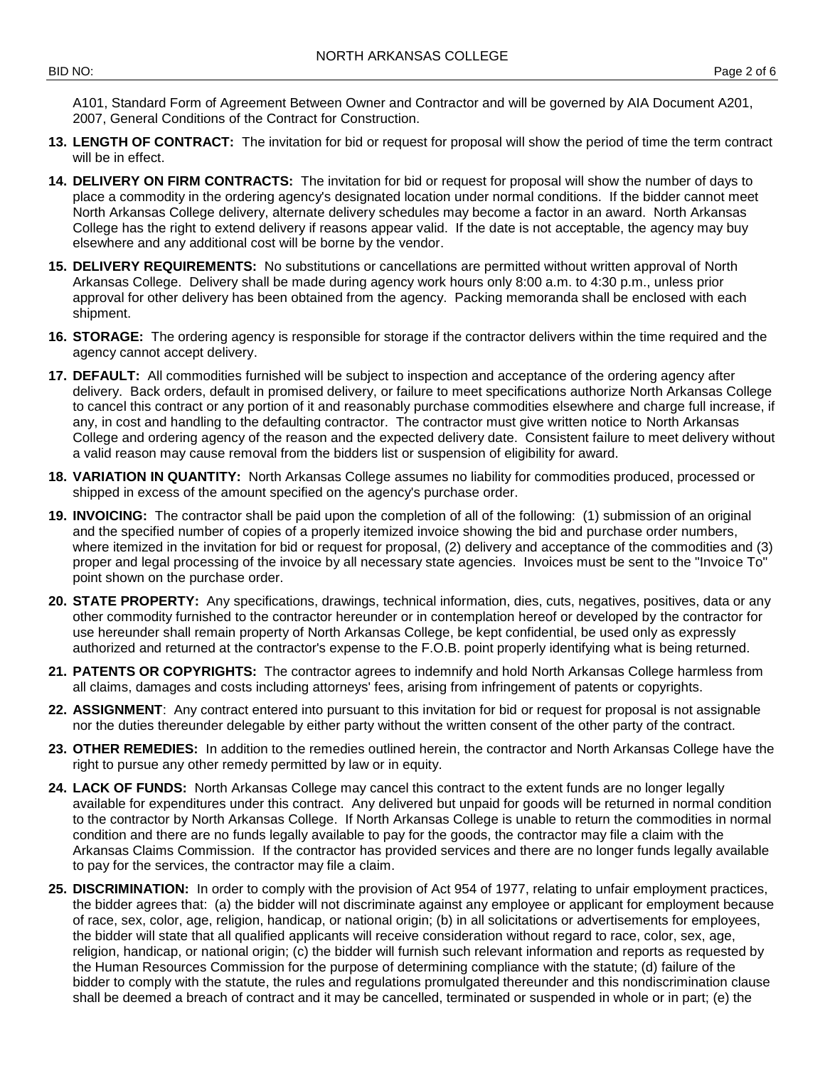A101, Standard Form of Agreement Between Owner and Contractor and will be governed by AIA Document A201, 2007, General Conditions of the Contract for Construction.

13. **LENGTH OF CONTRACT:** The invitation for bid or request for proposal will show the period of time the term contract will be in effect.

14. **DELIVERY ON FIRM CONTRACTS:** The invitation for bid or request for proposal will show the number of days to place a commodity in the ordering agency's designated location under normal conditions. If the bidder cannot meet North Arkansas College delivery, alternate delivery schedules may become a factor in an award. North Arkansas College has the right to extend delivery if reasons appear valid. If the date is not acceptable, the agency may buy elsewhere and any additional cost will be borne by the vendor.

15. **DELIVERY REQUIREMENTS:** No substitutions or cancellations are permitted without written approval of North Arkansas College. Delivery shall be made during agency work hours only 8:00 a.m. to 4:30 p.m., unless prior approval for other delivery has been obtained from the agency. Packing memoranda shall be enclosed with each shipment.

16. **STORAGE:** The ordering agency is responsible for storage if the contractor delivers within the time required and the agency cannot accept delivery.

17. **DEFAULT:** All commodities furnished will be subject to inspection and acceptance of the ordering agency after delivery. Back orders, default in promised delivery, or failure to meet specifications authorize North Arkansas College to cancel this contract or any portion of it and reasonably purchase commodities elsewhere and charge full increase, if any, in cost and handling to the defaulting contractor. The contractor must give written notice to North Arkansas College and ordering agency of the reason and the expected delivery date. Consistent failure to meet delivery without a valid reason may cause removal from the bidders list or suspension of eligibility for award.

18. **VARIATION IN QUANTITY:** North Arkansas College assumes no liability for commodities produced, processed or shipped in excess of the amount specified on the agency's purchase order.

19. **INVOICING:** The contractor shall be paid upon the completion of all of the following: (1) submission of an original and the specified number of copies of a properly itemized invoice showing the bid and purchase order numbers, where itemized in the invitation for bid or request for proposal, (2) delivery and acceptance of the commodities and (3) proper and legal processing of the invoice by all necessary state agencies. Invoices must be sent to the "Invoice To" point shown on the purchase order.

20. **STATE PROPERTY:** Any specifications, drawings, technical information, dies, cuts, negatives, positives, data or any other commodity furnished to the contractor hereunder or in contemplation hereof or developed by the contractor for use hereunder shall remain property of North Arkansas College, be kept confidential, be used only as expressly authorized and returned at the contractor's expense to the F.O.B. point properly identifying what is being returned.

21. **PATENTS OR COPYRIGHTS:** The contractor agrees to indemnify and hold North Arkansas College harmless from all claims, damages and costs including attorneys' fees, arising from infringement of patents or copyrights.

22. **ASSIGNMENT**: Any contract entered into pursuant to this invitation for bid or request for proposal is not assignable nor the duties thereunder delegable by either party without the written consent of the other party of the contract.

23. **OTHER REMEDIES:** In addition to the remedies outlined herein, the contractor and North Arkansas College have the right to pursue any other remedy permitted by law or in equity.

24. **LACK OF FUNDS:** North Arkansas College may cancel this contract to the extent funds are no longer legally available for expenditures under this contract. Any delivered but unpaid for goods will be returned in normal condition to the contractor by North Arkansas College. If North Arkansas College is unable to return the commodities in normal condition and there are no funds legally available to pay for the goods, the contractor may file a claim with the Arkansas Claims Commission. If the contractor has provided services and there are no longer funds legally available to pay for the services, the contractor may file a claim.

25. **DISCRIMINATION:** In order to comply with the provision of Act 954 of 1977, relating to unfair employment practices, the bidder agrees that: (a) the bidder will not discriminate against any employee or applicant for employment because of race, sex, color, age, religion, handicap, or national origin; (b) in all solicitations or advertisements for employees, the bidder will state that all qualified applicants will receive consideration without regard to race, color, sex, age, religion, handicap, or national origin; (c) the bidder will furnish such relevant information and reports as requested by the Human Resources Commission for the purpose of determining compliance with the statute; (d) failure of the bidder to comply with the statute, the rules and regulations promulgated thereunder and this nondiscrimination clause shall be deemed a breach of contract and it may be cancelled, terminated or suspended in whole or in part; (e) the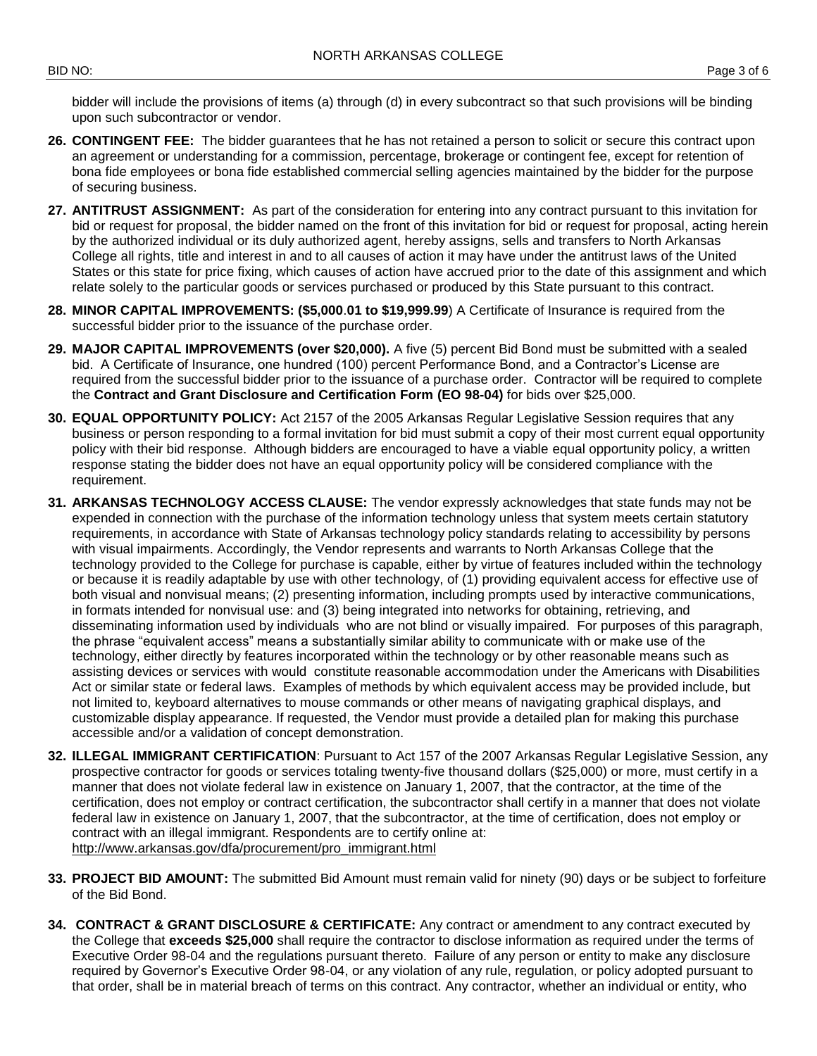bidder will include the provisions of items (a) through (d) in every subcontract so that such provisions will be binding upon such subcontractor or vendor.

26. **CONTINGENT FEE:** The bidder guarantees that he has not retained a person to solicit or secure this contract upon an agreement or understanding for a commission, percentage, brokerage or contingent fee, except for retention of bona fide employees or bona fide established commercial selling agencies maintained by the bidder for the purpose of securing business.

27. **ANTITRUST ASSIGNMENT:** As part of the consideration for entering into any contract pursuant to this invitation for bid or request for proposal, the bidder named on the front of this invitation for bid or request for proposal, acting herein by the authorized individual or its duly authorized agent, hereby assigns, sells and transfers to North Arkansas College all rights, title and interest in and to all causes of action it may have under the antitrust laws of the United States or this state for price fixing, which causes of action have accrued prior to the date of this assignment and which relate solely to the particular goods or services purchased or produced by this State pursuant to this contract.

28. **MINOR CAPITAL IMPROVEMENTS: ($5,000.01 to $19,999.99**) A Certificate of Insurance is required from the successful bidder prior to the issuance of the purchase order.

29. **MAJOR CAPITAL IMPROVEMENTS (over $20,000).** A five (5) percent Bid Bond must be submitted with a sealed bid. A Certificate of Insurance, one hundred (100) percent Performance Bond, and a Contractor's License are required from the successful bidder prior to the issuance of a purchase order. Contractor will be required to complete the **Contract and Grant Disclosure and Certification Form (EO 98-04)** for bids over $25,000.

30. **EQUAL OPPORTUNITY POLICY:** Act 2157 of the 2005 Arkansas Regular Legislative Session requires that any business or person responding to a formal invitation for bid must submit a copy of their most current equal opportunity policy with their bid response. Although bidders are encouraged to have a viable equal opportunity policy, a written response stating the bidder does not have an equal opportunity policy will be considered compliance with the requirement.

31. **ARKANSAS TECHNOLOGY ACCESS CLAUSE:** The vendor expressly acknowledges that state funds may not be expended in connection with the purchase of the information technology unless that system meets certain statutory requirements, in accordance with State of Arkansas technology policy standards relating to accessibility by persons with visual impairments. Accordingly, the Vendor represents and warrants to North Arkansas College that the technology provided to the College for purchase is capable, either by virtue of features included within the technology or because it is readily adaptable by use with other technology, of (1) providing equivalent access for effective use of both visual and nonvisual means; (2) presenting information, including prompts used by interactive communications, in formats intended for nonvisual use: and (3) being integrated into networks for obtaining, retrieving, and disseminating information used by individuals who are not blind or visually impaired. For purposes of this paragraph, the phrase "equivalent access" means a substantially similar ability to communicate with or make use of the technology, either directly by features incorporated within the technology or by other reasonable means such as assisting devices or services with would constitute reasonable accommodation under the Americans with Disabilities Act or similar state or federal laws. Examples of methods by which equivalent access may be provided include, but not limited to, keyboard alternatives to mouse commands or other means of navigating graphical displays, and customizable display appearance. If requested, the Vendor must provide a detailed plan for making this purchase accessible and/or a validation of concept demonstration.

32. **ILLEGAL IMMIGRANT CERTIFICATION**: Pursuant to Act 157 of the 2007 Arkansas Regular Legislative Session, any prospective contractor for goods or services totaling twenty-five thousand dollars ($25,000) or more, must certify in a manner that does not violate federal law in existence on January 1, 2007, that the contractor, at the time of the certification, does not employ or contract certification, the subcontractor shall certify in a manner that does not violate federal law in existence on January 1, 2007, that the subcontractor, at the time of certification, does not employ or contract with an illegal immigrant. Respondents are to certify online at: http://www.arkansas.gov/dfa/procurement/pro_immigrant.html

33. **PROJECT BID AMOUNT:** The submitted Bid Amount must remain valid for ninety (90) days or be subject to forfeiture of the Bid Bond.

34. **CONTRACT & GRANT DISCLOSURE & CERTIFICATE:** Any contract or amendment to any contract executed by the College that **exceeds $25,000** shall require the contractor to disclose information as required under the terms of Executive Order 98-04 and the regulations pursuant thereto. Failure of any person or entity to make any disclosure required by Governor's Executive Order 98-04, or any violation of any rule, regulation, or policy adopted pursuant to that order, shall be in material breach of terms on this contract. Any contractor, whether an individual or entity, who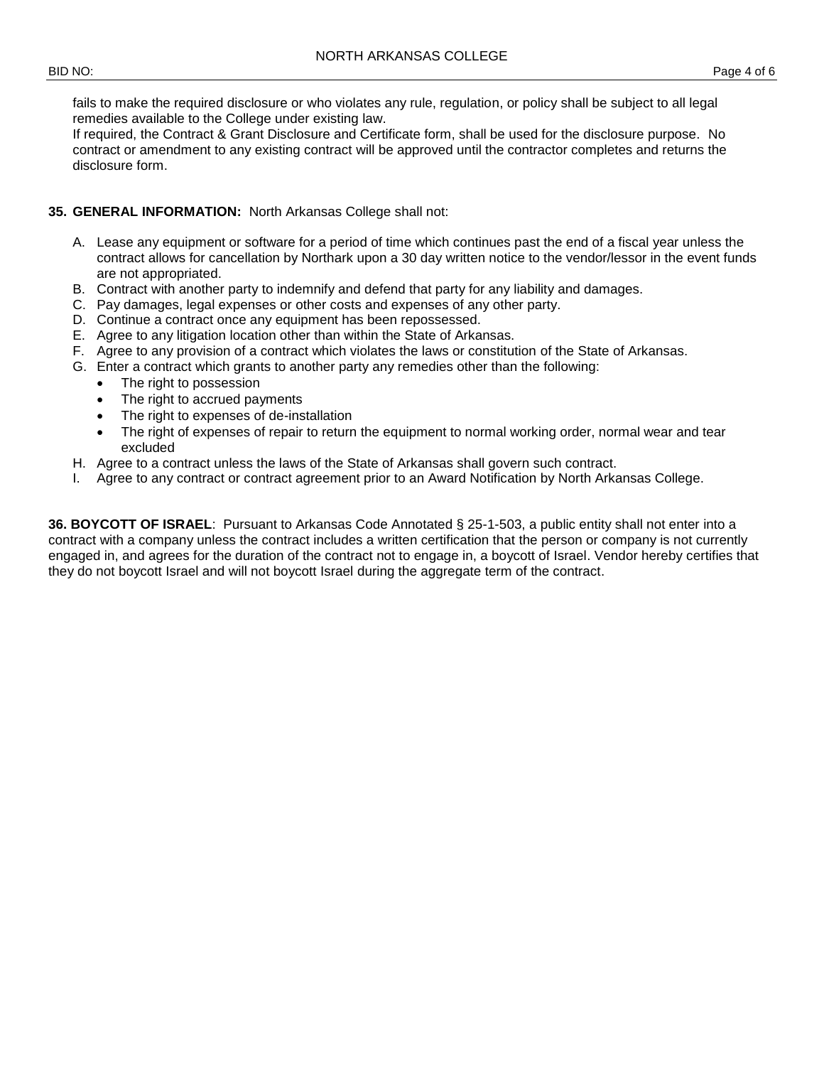fails to make the required disclosure or who violates any rule, regulation, or policy shall be subject to all legal remedies available to the College under existing law.
If required, the Contract & Grant Disclosure and Certificate form, shall be used for the disclosure purpose. No contract or amendment to any existing contract will be approved until the contractor completes and returns the disclosure form.

**35. GENERAL INFORMATION:** North Arkansas College shall not:

A. Lease any equipment or software for a period of time which continues past the end of a fiscal year unless the contract allows for cancellation by Northark upon a 30 day written notice to the vendor/lessor in the event funds are not appropriated.
B. Contract with another party to indemnify and defend that party for any liability and damages.
C. Pay damages, legal expenses or other costs and expenses of any other party.
D. Continue a contract once any equipment has been repossessed.
E. Agree to any litigation location other than within the State of Arkansas.
F. Agree to any provision of a contract which violates the laws or constitution of the State of Arkansas.
G. Enter a contract which grants to another party any remedies other than the following:
   - The right to possession
   - The right to accrued payments
   - The right to expenses of de-installation
   - The right of expenses of repair to return the equipment to normal working order, normal wear and tear excluded
H. Agree to a contract unless the laws of the State of Arkansas shall govern such contract.
I. Agree to any contract or contract agreement prior to an Award Notification by North Arkansas College.

**36. BOYCOTT OF ISRAEL**: Pursuant to Arkansas Code Annotated § 25-1-503, a public entity shall not enter into a contract with a company unless the contract includes a written certification that the person or company is not currently engaged in, and agrees for the duration of the contract not to engage in, a boycott of Israel. Vendor hereby certifies that they do not boycott Israel and will not boycott Israel during the aggregate term of the contract.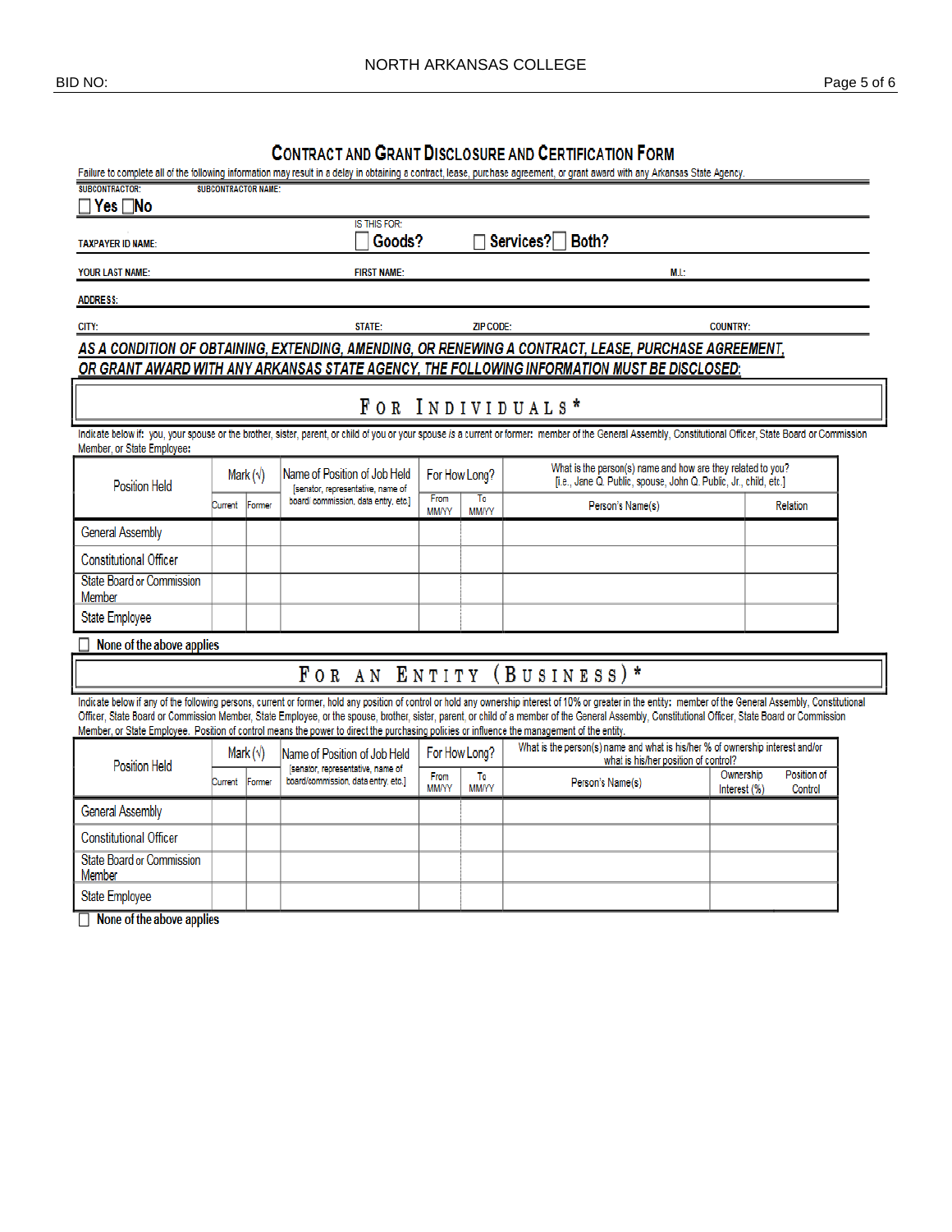NORTH ARKANSAS COLLEGE

BID NO:

# CONTRACT AND GRANT DISCLOSURE AND CERTIFICATION FORM

Failure to complete all of the following information may result in a delay in obtaining a contract, lease, purchase agreement, or grant award with any Arkansas State Agency.

SUBCONTRACTOR: SUBCONTRACTOR NAME:

☐ Yes ☐ No

TAXPAYER ID NAME: IS THIS FOR: ☐ Goods? ☐ Services? ☐ Both?

YOUR LAST NAME: FIRST NAME: M.I.:

ADDRESS:

CITY: STATE: ZIP CODE: COUNTRY:

***AS A CONDITION OF OBTAINING, EXTENDING, AMENDING, OR RENEWING A CONTRACT, LEASE, PURCHASE AGREEMENT, OR GRANT AWARD WITH ANY ARKANSAS STATE AGENCY, THE FOLLOWING INFORMATION MUST BE DISCLOSED:***

## FOR INDIVIDUALS*

Indicate below if: you, your spouse or the brother, sister, parent, or child of you or your spouse *is* a current or former: member of the General Assembly, Constitutional Officer, State Board or Commission Member, or State Employee:

| Position Held | Mark (√) | | Name of Position of Job Held [senator, representative, name of board/ commission, data entry, etc.] | For How Long? | | What is the person(s) name and how are they related to you? [i.e., Jane Q. Public, spouse, John Q. Public, Jr., child, etc.] | |
|---|---|---|---|---|---|---|---|
| | Current | Former | | From MM/YY | To MM/YY | Person's Name(s) | Relation |
| General Assembly | | | | | | | |
| Constitutional Officer | | | | | | | |
| State Board or Commission Member | | | | | | | |
| State Employee | | | | | | | |

☐ None of the above applies

## FOR AN ENTITY (BUSINESS)*

Indicate below if any of the following persons, current or former, hold any position of control or hold any ownership interest of 10% or greater in the entity: member of the General Assembly, Constitutional Officer, State Board or Commission Member, State Employee, or the spouse, brother, sister, parent, or child of a member of the General Assembly, Constitutional Officer, State Board or Commission Member, or State Employee. Position of control means the power to direct the purchasing policies or influence the management of the entity.

| Position Held | Mark (√) | | Name of Position of Job Held [senator, representative, name of board/commission, data entry, etc.] | For How Long? | | What is the person(s) name and what is his/her % of ownership interest and/or what is his/her position of control? | | |
|---|---|---|---|---|---|---|---|---|
| | Current | Former | | From MM/YY | To MM/YY | Person's Name(s) | Ownership Interest (%) | Position of Control |
| General Assembly | | | | | | | | |
| Constitutional Officer | | | | | | | | |
| State Board or Commission Member | | | | | | | | |
| State Employee | | | | | | | | |

☐ None of the above applies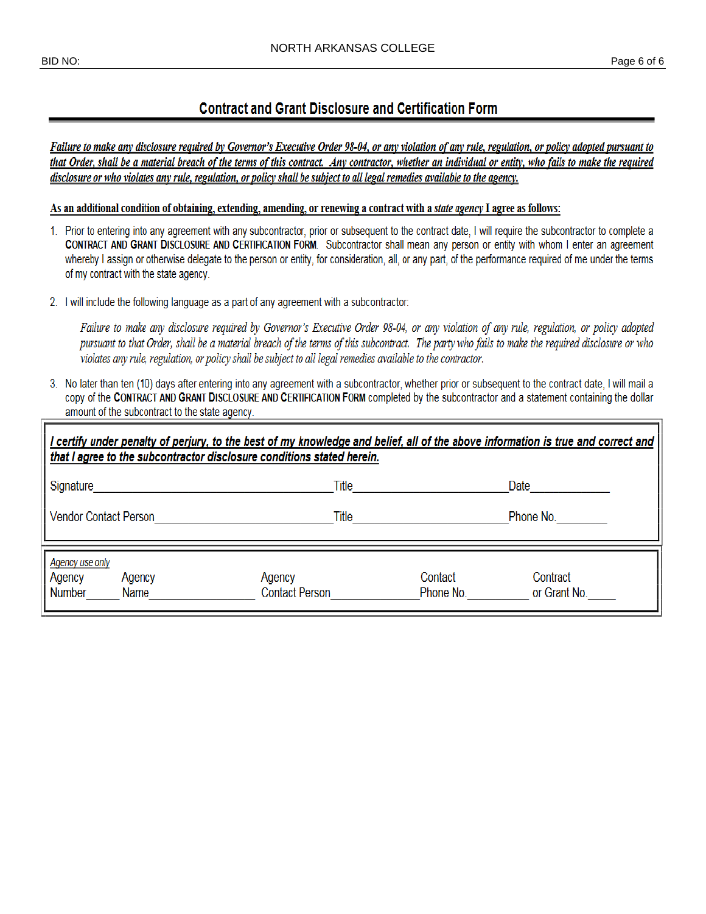## Contract and Grant Disclosure and Certification Form

***Failure to make any disclosure required by Governor's Executive Order 98-04, or any violation of any rule, regulation, or policy adopted pursuant to that Order, shall be a material breach of the terms of this contract. Any contractor, whether an individual or entity, who fails to make the required disclosure or who violates any rule, regulation, or policy shall be subject to all legal remedies available to the agency.***

**As an additional condition of obtaining, extending, amending, or renewing a contract with a *state agency* I agree as follows:**

1. Prior to entering into any agreement with any subcontractor, prior or subsequent to the contract date, I will require the subcontractor to complete a CONTRACT AND GRANT DISCLOSURE AND CERTIFICATION FORM. Subcontractor shall mean any person or entity with whom I enter an agreement whereby I assign or otherwise delegate to the person or entity, for consideration, all, or any part, of the performance required of me under the terms of my contract with the state agency.

2. I will include the following language as a part of any agreement with a subcontractor:

   *Failure to make any disclosure required by Governor's Executive Order 98-04, or any violation of any rule, regulation, or policy adopted pursuant to that Order, shall be a material breach of the terms of this subcontract. The party who fails to make the required disclosure or who violates any rule, regulation, or policy shall be subject to all legal remedies available to the contractor.*

3. No later than ten (10) days after entering into any agreement with a subcontractor, whether prior or subsequent to the contract date, I will mail a copy of the CONTRACT AND GRANT DISCLOSURE AND CERTIFICATION FORM completed by the subcontractor and a statement containing the dollar amount of the subcontract to the state agency.

***I certify under penalty of perjury, to the best of my knowledge and belief, all of the above information is true and correct and that I agree to the subcontractor disclosure conditions stated herein.***

Signature_______________________________ Title_____________________ Date___________

Vendor Contact Person_______________________ Title_____________________ Phone No.________

*Agency use only*

Agency Number_____ Agency Name________________ Agency Contact Person________________ Contact Phone No.____________ Contract or Grant No._____